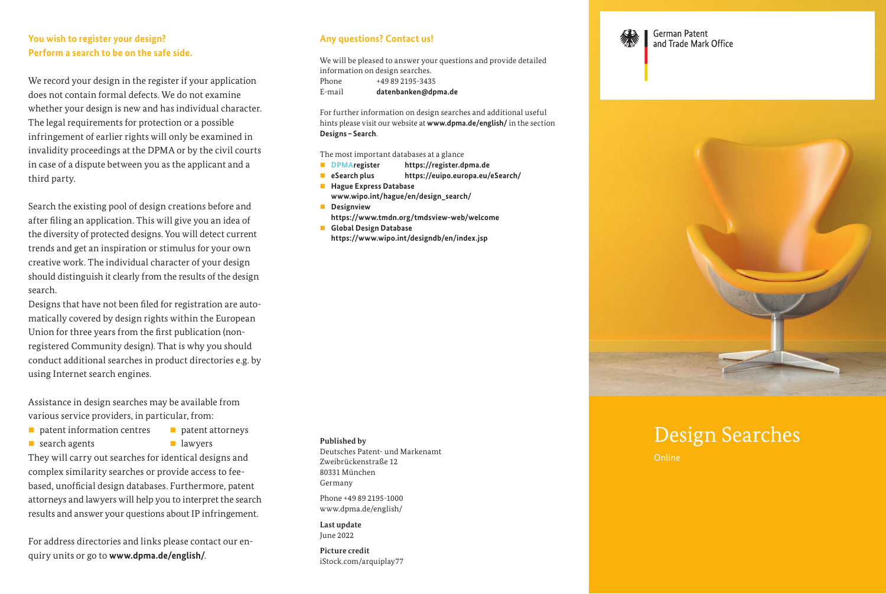## You wish to register your design? Perform a search to be on the safe side.

We record your design in the register if your application does not contain formal defects. We do not examine whether your design is new and has individual character. The legal requirements for protection or a possible infringement of earlier rights will only be examined in invalidity proceedings at the DPMA or by the civil courts in case of a dispute between you as the applicant and a third party.

Search the existing pool of design creations before and after filing an application. This will give you an idea of the diversity of protected designs. You will detect current trends and get an inspiration or stimulus for your own creative work. The individual character of your design should distinguish it clearly from the results of the design search.

Designs that have not been filed for registration are automatically covered by design rights within the European Union for three years from the first publication (non-registered Community design). That is why you should conduct additional searches in product directories e.g. by using Internet search engines.

Assistance in design searches may be available from various service providers, in particular, from:

- patent information centres
- patent attorneys
- search agents
- lawyers

They will carry out searches for identical designs and complex similarity searches or provide access to fee-based, unofficial design databases. Furthermore, patent attorneys and lawyers will help you to interpret the search results and answer your questions about IP infringement.

For address directories and links please contact our enquiry units or go to **www.dpma.de/english/**.

## Any questions? Contact us!

We will be pleased to answer your questions and provide detailed information on design searches.

Phone +49 89 2195-3435
E-mail **datenbanken@dpma.de**

For further information on design searches and additional useful hints please visit our website at **www.dpma.de/english/** in the section **Designs – Search**.

The most important databases at a glance

- **DPMAregister** **https://register.dpma.de**
- **eSearch plus** **https://euipo.europa.eu/eSearch/**
- **Hague Express Database** **www.wipo.int/hague/en/design_search/**
- **Designview** **https://www.tmdn.org/tmdsview-web/welcome**
- **Global Design Database** **https://www.wipo.int/designdb/en/index.jsp**

**Published by**
Deutsches Patent- und Markenamt
Zweibrückenstraße 12
80331 München
Germany

Phone +49 89 2195-1000
www.dpma.de/english/

**Last update**
June 2022

**Picture credit**
iStock.com/arquiplay77

German Patent and Trade Mark Office

# Design Searches

Online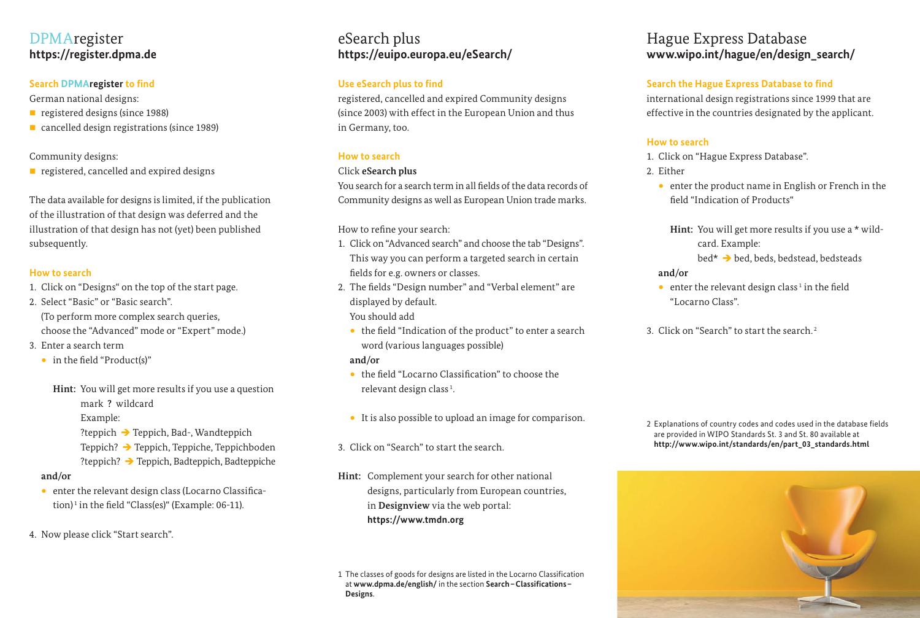## DPMAregister
**https://register.dpma.de**

### Search DPMAregister to find

German national designs:

- registered designs (since 1988)
- cancelled design registrations (since 1989)

Community designs:

- registered, cancelled and expired designs

The data available for designs is limited, if the publication of the illustration of that design was deferred and the illustration of that design has not (yet) been published subsequently.

### How to search

1. Click on "Designs" on the top of the start page.
2. Select "Basic" or "Basic search".
   (To perform more complex search queries, choose the "Advanced" mode or "Expert" mode.)
3. Enter a search term
   - in the field "Product(s)"

   **Hint:** You will get more results if you use a question mark **?** wildcard
   Example:
   ?teppich ➔ Teppich, Bad-, Wandteppich
   Teppich? ➔ Teppich, Teppiche, Teppichboden
   ?teppich? ➔ Teppich, Badteppich, Badteppiche

   **and/or**

   - enter the relevant design class (Locarno Classification)[1] in the field "Class(es)" (Example: 06-11).

4. Now please click "Start search".

## eSearch plus
**https://euipo.europa.eu/eSearch/**

### Use eSearch plus to find

registered, cancelled and expired Community designs (since 2003) with effect in the European Union and thus in Germany, too.

### How to search

Click **eSearch plus**
You search for a search term in all fields of the data records of Community designs as well as European Union trade marks.

How to refine your search:

1. Click on "Advanced search" and choose the tab "Designs". This way you can perform a targeted search in certain fields for e.g. owners or classes.
2. The fields "Design number" and "Verbal element" are displayed by default.
   You should add
   - the field "Indication of the product" to enter a search word (various languages possible)

   **and/or**

   - the field "Locarno Classification" to choose the relevant design class[1].

   - It is also possible to upload an image for comparison.

3. Click on "Search" to start the search.

**Hint:** Complement your search for other national designs, particularly from European countries, in **Designview** via the web portal: **https://www.tmdn.org**

1 The classes of goods for designs are listed in the Locarno Classification at **www.dpma.de/english/** in the section **Search – Classifications – Designs**.

## Hague Express Database
**www.wipo.int/hague/en/design_search/**

### Search the Hague Express Database to find

international design registrations since 1999 that are effective in the countries designated by the applicant.

### How to search

1. Click on "Hague Express Database".
2. Either
   - enter the product name in English or French in the field "Indication of Products"

   **Hint:** You will get more results if you use a * wildcard. Example:
   bed* ➔ bed, beds, bedstead, bedsteads

   **and/or**

   - enter the relevant design class[1] in the field "Locarno Class".

3. Click on "Search" to start the search.[2]

2 Explanations of country codes and codes used in the database fields are provided in WIPO Standards St. 3 and St. 80 available at **http://www.wipo.int/standards/en/part_03_standards.html**